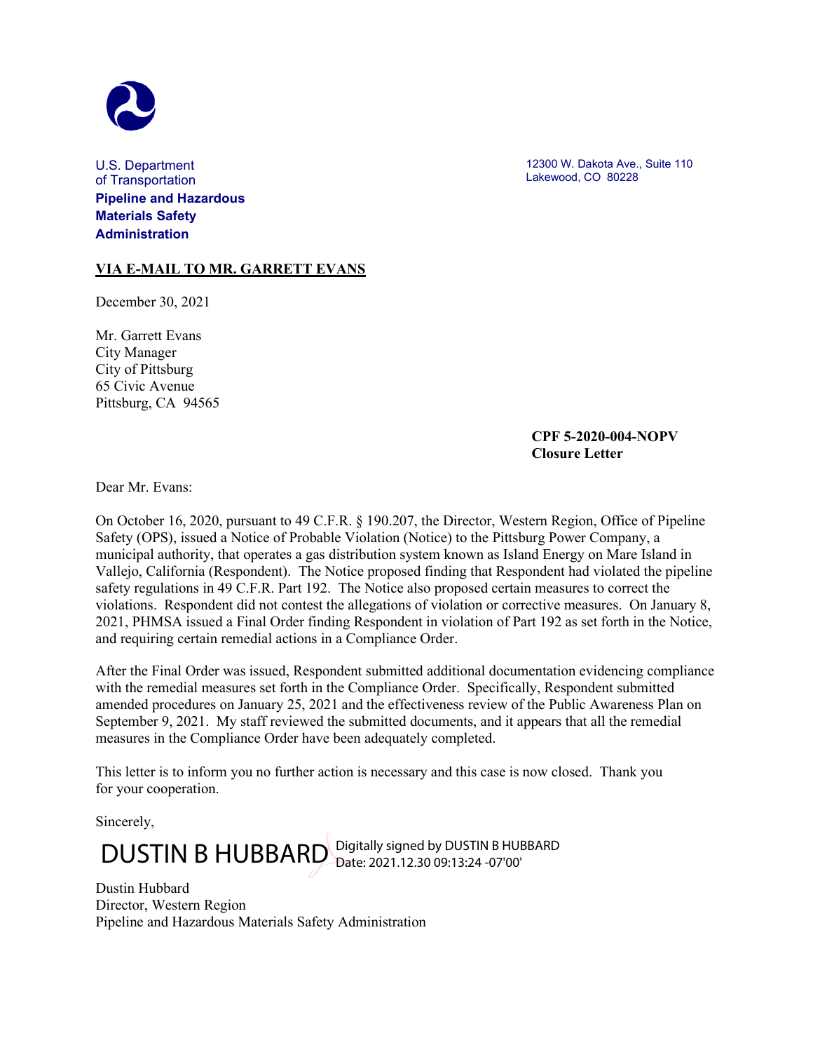U.S. Department of Transportation
**Pipeline and Hazardous Materials Safety Administration**

12300 W. Dakota Ave., Suite 110
Lakewood, CO 80228

**VIA E-MAIL TO MR. GARRETT EVANS**

December 30, 2021

Mr. Garrett Evans
City Manager
City of Pittsburg
65 Civic Avenue
Pittsburg, CA 94565

**CPF 5-2020-004-NOPV**
**Closure Letter**

Dear Mr. Evans:

On October 16, 2020, pursuant to 49 C.F.R. § 190.207, the Director, Western Region, Office of Pipeline Safety (OPS), issued a Notice of Probable Violation (Notice) to the Pittsburg Power Company, a municipal authority, that operates a gas distribution system known as Island Energy on Mare Island in Vallejo, California (Respondent). The Notice proposed finding that Respondent had violated the pipeline safety regulations in 49 C.F.R. Part 192. The Notice also proposed certain measures to correct the violations. Respondent did not contest the allegations of violation or corrective measures. On January 8, 2021, PHMSA issued a Final Order finding Respondent in violation of Part 192 as set forth in the Notice, and requiring certain remedial actions in a Compliance Order.

After the Final Order was issued, Respondent submitted additional documentation evidencing compliance with the remedial measures set forth in the Compliance Order. Specifically, Respondent submitted amended procedures on January 25, 2021 and the effectiveness review of the Public Awareness Plan on September 9, 2021. My staff reviewed the submitted documents, and it appears that all the remedial measures in the Compliance Order have been adequately completed.

This letter is to inform you no further action is necessary and this case is now closed. Thank you for your cooperation.

Sincerely,

DUSTIN B HUBBARD Digitally signed by DUSTIN B HUBBARD Date: 2021.12.30 09:13:24 -07'00'

Dustin Hubbard
Director, Western Region
Pipeline and Hazardous Materials Safety Administration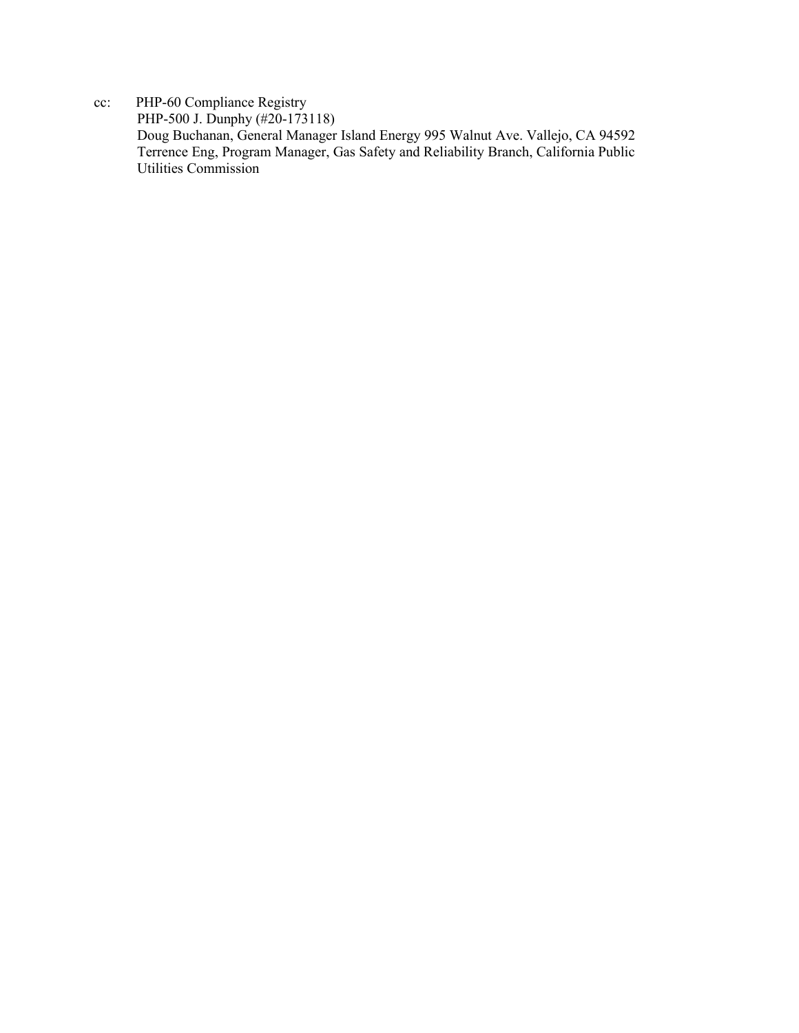cc: PHP-60 Compliance Registry
PHP-500 J. Dunphy (#20-173118)
Doug Buchanan, General Manager Island Energy 995 Walnut Ave. Vallejo, CA 94592
Terrence Eng, Program Manager, Gas Safety and Reliability Branch, California Public Utilities Commission